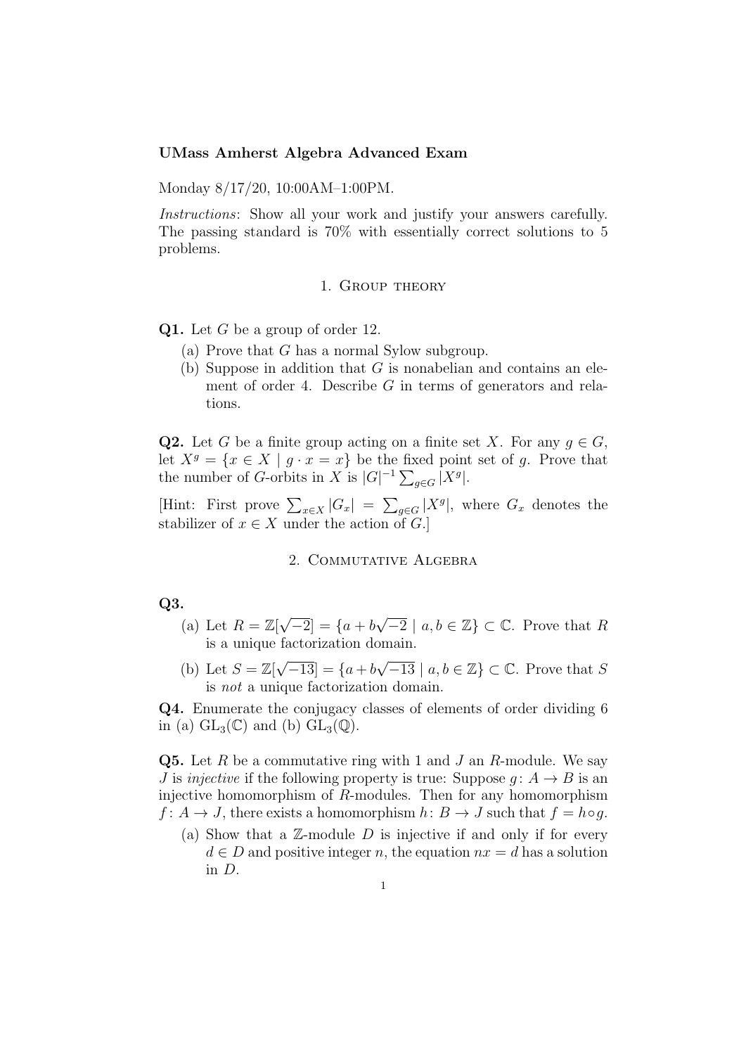**UMass Amherst Algebra Advanced Exam**

Monday 8/17/20, 10:00AM–1:00PM.

*Instructions*: Show all your work and justify your answers carefully. The passing standard is 70% with essentially correct solutions to 5 problems.

## 1. Group theory

**Q1.** Let $G$ be a group of order 12.

(a) Prove that $G$ has a normal Sylow subgroup.

(b) Suppose in addition that $G$ is nonabelian and contains an element of order 4. Describe $G$ in terms of generators and relations.

**Q2.** Let $G$ be a finite group acting on a finite set $X$. For any $g \in G$, let $X^g = \{x \in X \mid g \cdot x = x\}$ be the fixed point set of $g$. Prove that the number of $G$-orbits in $X$ is $|G|^{-1} \sum_{g \in G} |X^g|$.

[Hint: First prove $\sum_{x \in X} |G_x| = \sum_{g \in G} |X^g|$, where $G_x$ denotes the stabilizer of $x \in X$ under the action of $G$.]

## 2. Commutative Algebra

**Q3.**

(a) Let $R = \mathbb{Z}[\sqrt{-2}] = \{a + b\sqrt{-2} \mid a, b \in \mathbb{Z}\} \subset \mathbb{C}$. Prove that $R$ is a unique factorization domain.

(b) Let $S = \mathbb{Z}[\sqrt{-13}] = \{a + b\sqrt{-13} \mid a, b \in \mathbb{Z}\} \subset \mathbb{C}$. Prove that $S$ is *not* a unique factorization domain.

**Q4.** Enumerate the conjugacy classes of elements of order dividing 6 in (a) $\mathrm{GL}_3(\mathbb{C})$ and (b) $\mathrm{GL}_3(\mathbb{Q})$.

**Q5.** Let $R$ be a commutative ring with 1 and $J$ an $R$-module. We say $J$ is *injective* if the following property is true: Suppose $g \colon A \to B$ is an injective homomorphism of $R$-modules. Then for any homomorphism $f \colon A \to J$, there exists a homomorphism $h \colon B \to J$ such that $f = h \circ g$.

(a) Show that a $\mathbb{Z}$-module $D$ is injective if and only if for every $d \in D$ and positive integer $n$, the equation $nx = d$ has a solution in $D$.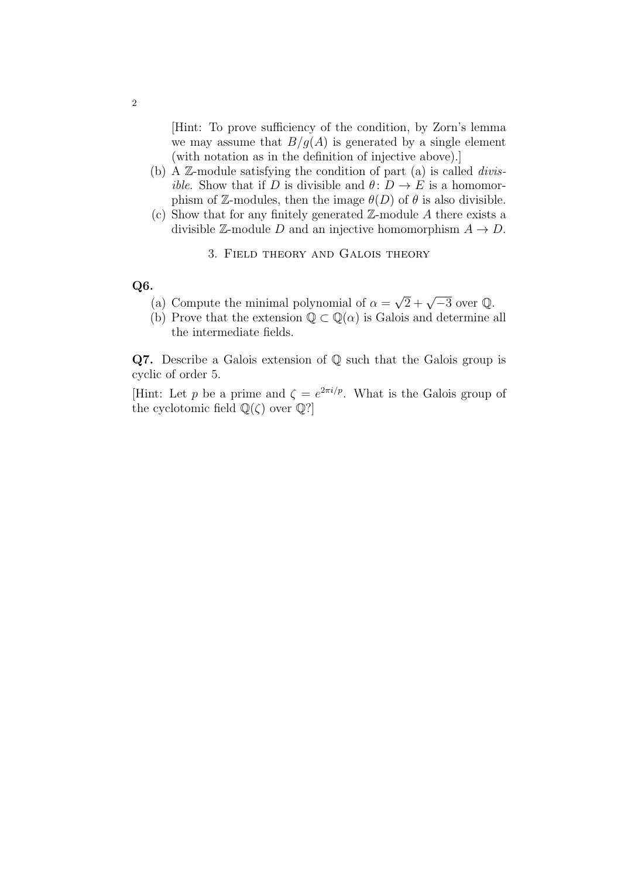[Hint: To prove sufficiency of the condition, by Zorn's lemma we may assume that $B/g(A)$ is generated by a single element (with notation as in the definition of injective above).]

(b) A $\mathbb{Z}$-module satisfying the condition of part (a) is called *divisible*. Show that if $D$ is divisible and $\theta\colon D \to E$ is a homomorphism of $\mathbb{Z}$-modules, then the image $\theta(D)$ of $\theta$ is also divisible.

(c) Show that for any finitely generated $\mathbb{Z}$-module $A$ there exists a divisible $\mathbb{Z}$-module $D$ and an injective homomorphism $A \to D$.

## 3. Field theory and Galois theory

**Q6.**

(a) Compute the minimal polynomial of $\alpha = \sqrt{2} + \sqrt{-3}$ over $\mathbb{Q}$.

(b) Prove that the extension $\mathbb{Q} \subset \mathbb{Q}(\alpha)$ is Galois and determine all the intermediate fields.

**Q7.** Describe a Galois extension of $\mathbb{Q}$ such that the Galois group is cyclic of order 5.

[Hint: Let $p$ be a prime and $\zeta = e^{2\pi i/p}$. What is the Galois group of the cyclotomic field $\mathbb{Q}(\zeta)$ over $\mathbb{Q}$?]